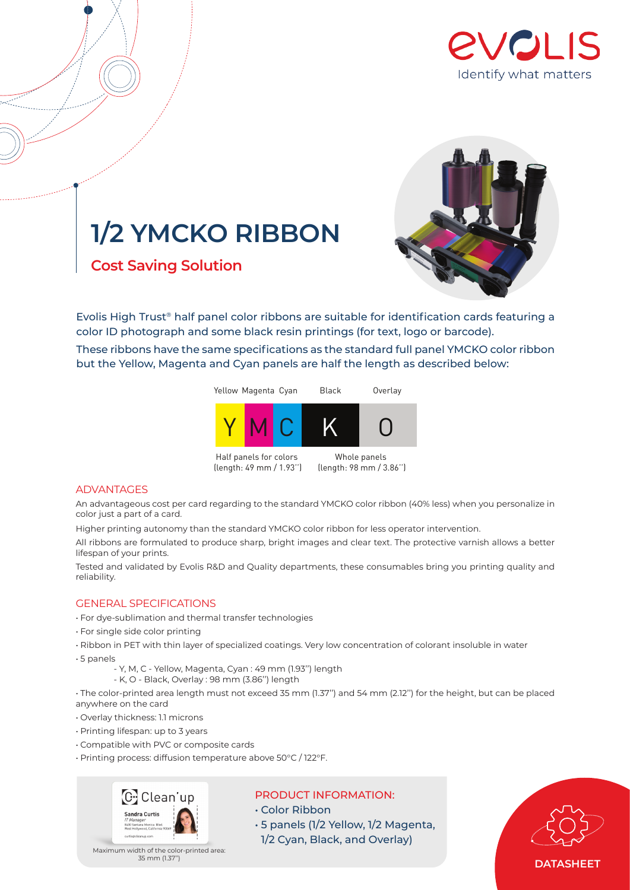Identify what matters

# 1/2 YMCKO RIBBON

## Cost Saving Solution

Evolis High Trust® half panel color ribbons are suitable for identification cards featuring a color ID photograph and some black resin printings (for text, logo or barcode).

These ribbons have the same specifications as the standard full panel YMCKO color ribbon but the Yellow, Magenta and Cyan panels are half the length as described below:

| Yellow | Magenta | Cyan | Black | Overlay |
|---|---|---|---|---|
| Y | M | C | K | O |

Half panels for colors (length: 49 mm / 1.93'')

Whole panels (length: 98 mm / 3.86'')

### ADVANTAGES

An advantageous cost per card regarding to the standard YMCKO color ribbon (40% less) when you personalize in color just a part of a card.

Higher printing autonomy than the standard YMCKO color ribbon for less operator intervention.

All ribbons are formulated to produce sharp, bright images and clear text. The protective varnish allows a better lifespan of your prints.

Tested and validated by Evolis R&D and Quality departments, these consumables bring you printing quality and reliability.

### GENERAL SPECIFICATIONS

- For dye-sublimation and thermal transfer technologies
- For single side color printing
- Ribbon in PET with thin layer of specialized coatings. Very low concentration of colorant insoluble in water
- 5 panels
  - Y, M, C - Yellow, Magenta, Cyan : 49 mm (1.93'') length
  - K, O - Black, Overlay : 98 mm (3.86'') length
- The color-printed area length must not exceed 35 mm (1.37'') and 54 mm (2.12'') for the height, but can be placed anywhere on the card
- Overlay thickness: 1.1 microns
- Printing lifespan: up to 3 years
- Compatible with PVC or composite cards
- Printing process: diffusion temperature above 50°C / 122°F.

Maximum width of the color-printed area: 35 mm (1.37'')

### PRODUCT INFORMATION:

- Color Ribbon
- 5 panels (1/2 Yellow, 1/2 Magenta, 1/2 Cyan, Black, and Overlay)

DATASHEET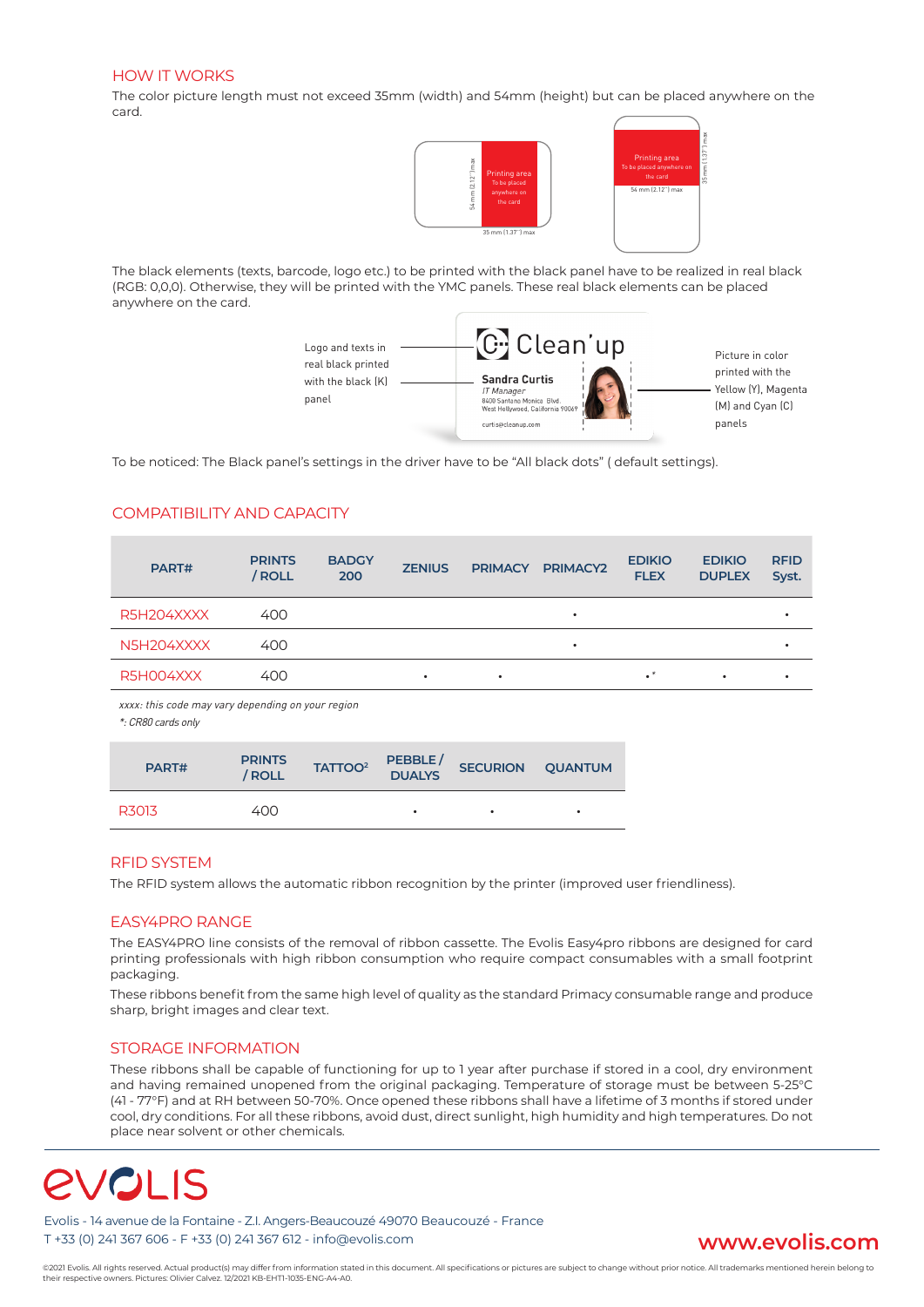## HOW IT WORKS

The color picture length must not exceed 35mm (width) and 54mm (height) but can be placed anywhere on the card.

Printing area
To be placed anywhere on the card
54 mm (2.12'') max
35 mm (1.37'') max

Printing area
To be placed anywhere on the card
54 mm (2.12'') max
35 mm (1.37'') max

The black elements (texts, barcode, logo etc.) to be printed with the black panel have to be realized in real black (RGB: 0,0,0). Otherwise, they will be printed with the YMC panels. These real black elements can be placed anywhere on the card.

Logo and texts in real black printed with the black (K) panel

Clean'up
Sandra Curtis
IT Manager
8400 Santono Monica Blvd.
West Hollywood, California 90069
curtis@cleanup.com

Picture in color printed with the Yellow (Y), Magenta (M) and Cyan (C) panels

To be noticed: The Black panel's settings in the driver have to be "All black dots" ( default settings).

## COMPATIBILITY AND CAPACITY

| PART# | PRINTS / ROLL | BADGY 200 | ZENIUS | PRIMACY | PRIMACY2 | EDIKIO FLEX | EDIKIO DUPLEX | RFID Syst. |
|---|---|---|---|---|---|---|---|---|
| R5H204XXXX | 400 | | | | • | | | • |
| N5H204XXXX | 400 | | | | • | | | • |
| R5H004XXX | 400 | | • | • | | •* | • | • |

*xxxx: this code may vary depending on your region*

*\*: CR80 cards only*

| PART# | PRINTS / ROLL | TATTOO2 | PEBBLE / DUALYS | SECURION | QUANTUM |
|---|---|---|---|---|---|
| R3013 | 400 | | • | • | • |

## RFID SYSTEM

The RFID system allows the automatic ribbon recognition by the printer (improved user friendliness).

## EASY4PRO RANGE

The EASY4PRO line consists of the removal of ribbon cassette. The Evolis Easy4pro ribbons are designed for card printing professionals with high ribbon consumption who require compact consumables with a small footprint packaging.

These ribbons benefit from the same high level of quality as the standard Primacy consumable range and produce sharp, bright images and clear text.

## STORAGE INFORMATION

These ribbons shall be capable of functioning for up to 1 year after purchase if stored in a cool, dry environment and having remained unopened from the original packaging. Temperature of storage must be between 5-25°C (41 - 77°F) and at RH between 50-70%. Once opened these ribbons shall have a lifetime of 3 months if stored under cool, dry conditions. For all these ribbons, avoid dust, direct sunlight, high humidity and high temperatures. Do not place near solvent or other chemicals.

evolis

Evolis - 14 avenue de la Fontaine - Z.I. Angers-Beaucouzé 49070 Beaucouzé - France
T +33 (0) 241 367 606 - F +33 (0) 241 367 612 - info@evolis.com

www.evolis.com

©2021 Evolis. All rights reserved. Actual product(s) may differ from information stated in this document. All specifications or pictures are subject to change without prior notice. All trademarks mentioned herein belong to their respective owners. Pictures: Olivier Calvez. 12/2021 KB-EHT1-1035-ENG-A4-A0.